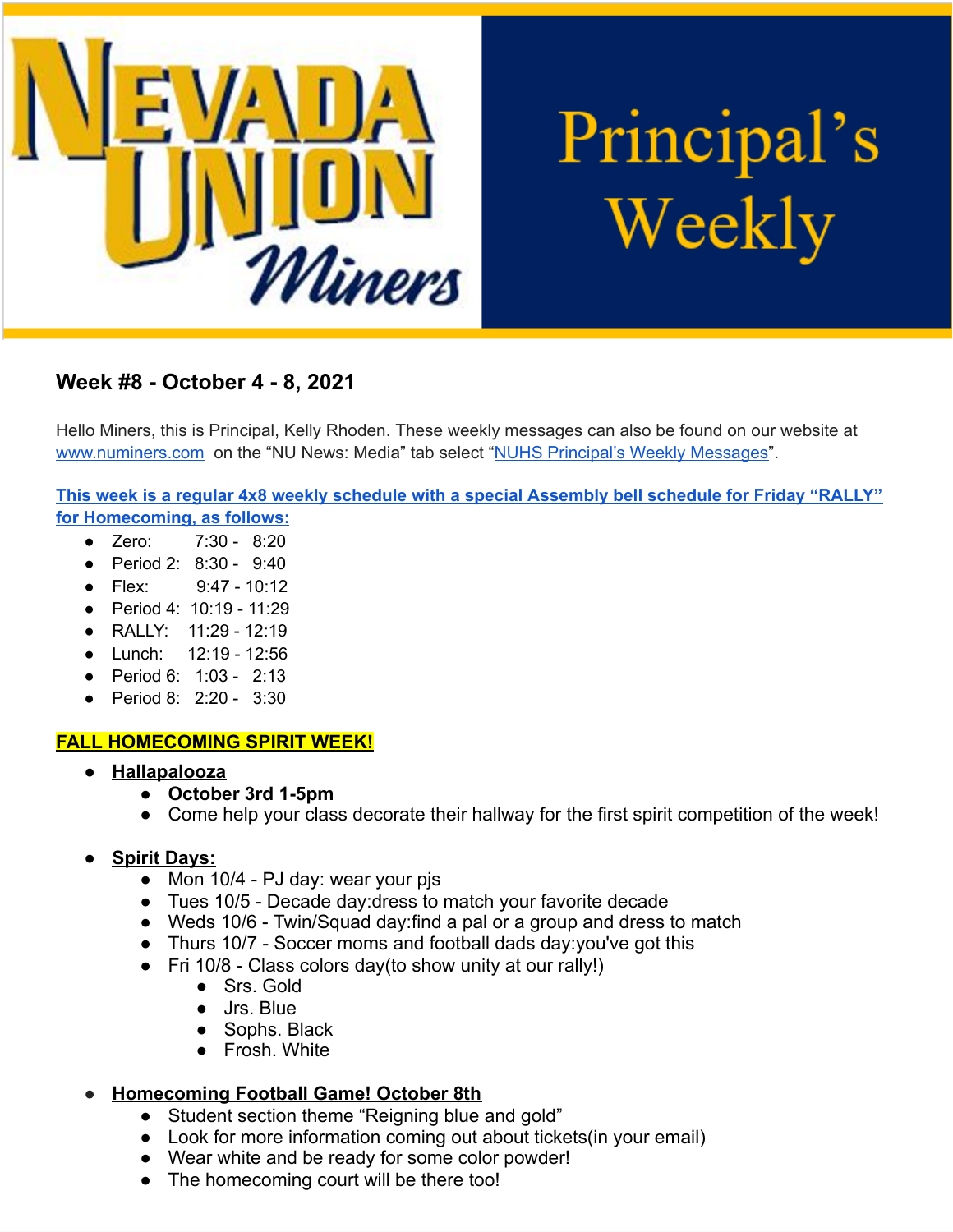# Nevada Union Miners Principal's Weekly

## Week #8 - October 4 - 8, 2021

Hello Miners, this is Principal, Kelly Rhoden. These weekly messages can also be found on our website at [www.numiners.com](http://www.numiners.com) on the "NU News: Media" tab select "[NUHS Principal's Weekly Messages](#)".

**[This week is a regular 4x8 weekly schedule with a special Assembly bell schedule for Friday "RALLY" for Homecoming, as follows:](#)**

- Zero: 7:30 - 8:20
- Period 2: 8:30 - 9:40
- Flex: 9:47 - 10:12
- Period 4: 10:19 - 11:29
- RALLY: 11:29 - 12:19
- Lunch: 12:19 - 12:56
- Period 6: 1:03 - 2:13
- Period 8: 2:20 - 3:30

**FALL HOMECOMING SPIRIT WEEK!**

- **Hallapalooza**
  - **October 3rd 1-5pm**
  - Come help your class decorate their hallway for the first spirit competition of the week!

- **Spirit Days:**
  - Mon 10/4 - PJ day: wear your pjs
  - Tues 10/5 - Decade day:dress to match your favorite decade
  - Weds 10/6 - Twin/Squad day:find a pal or a group and dress to match
  - Thurs 10/7 - Soccer moms and football dads day:you've got this
  - Fri 10/8 - Class colors day(to show unity at our rally!)
    - Srs. Gold
    - Jrs. Blue
    - Sophs. Black
    - Frosh. White

- **Homecoming Football Game! October 8th**
  - Student section theme "Reigning blue and gold"
  - Look for more information coming out about tickets(in your email)
  - Wear white and be ready for some color powder!
  - The homecoming court will be there too!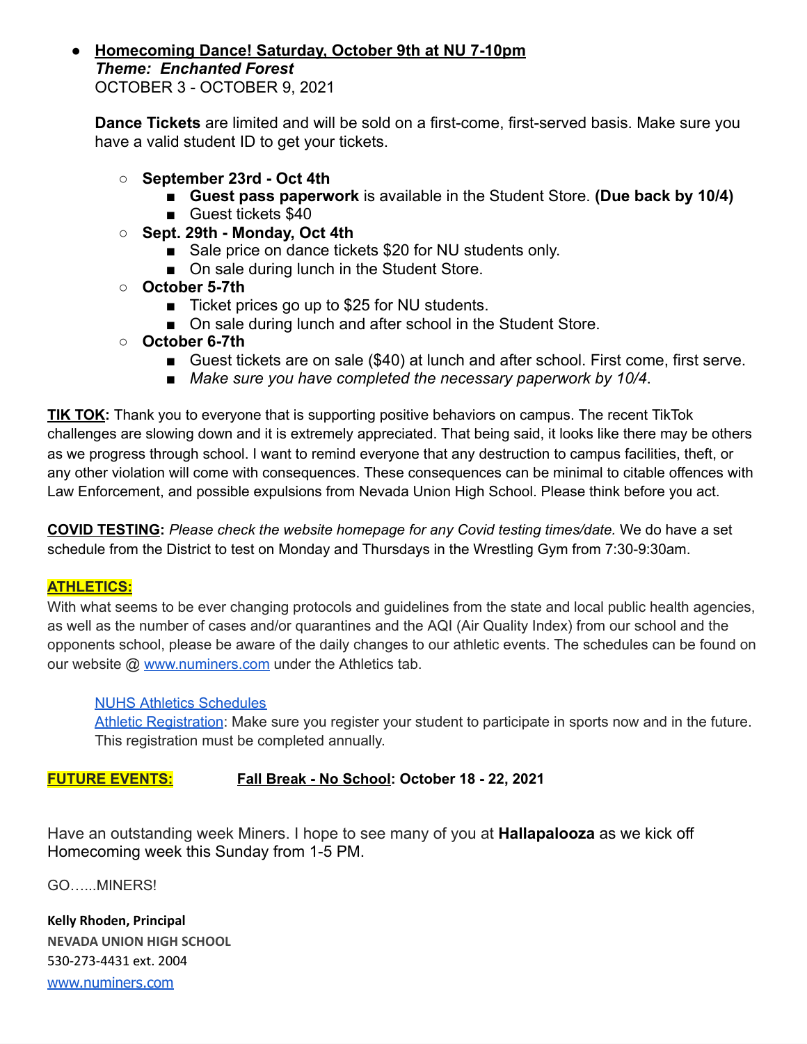- **Homecoming Dance! Saturday, October 9th at NU 7-10pm**
  ***Theme: Enchanted Forest***
  OCTOBER 3 - OCTOBER 9, 2021

  **Dance Tickets** are limited and will be sold on a first-come, first-served basis. Make sure you have a valid student ID to get your tickets.

  - **September 23rd - Oct 4th**
    - **Guest pass paperwork** is available in the Student Store. **(Due back by 10/4)**
    - Guest tickets $40
  - **Sept. 29th - Monday, Oct 4th**
    - Sale price on dance tickets $20 for NU students only.
    - On sale during lunch in the Student Store.
  - **October 5-7th**
    - Ticket prices go up to $25 for NU students.
    - On sale during lunch and after school in the Student Store.
  - **October 6-7th**
    - Guest tickets are on sale ($40) at lunch and after school. First come, first serve.
    - *Make sure you have completed the necessary paperwork by 10/4*.

**TIK TOK:** Thank you to everyone that is supporting positive behaviors on campus. The recent TikTok challenges are slowing down and it is extremely appreciated. That being said, it looks like there may be others as we progress through school. I want to remind everyone that any destruction to campus facilities, theft, or any other violation will come with consequences. These consequences can be minimal to citable offences with Law Enforcement, and possible expulsions from Nevada Union High School. Please think before you act.

**COVID TESTING:** *Please check the website homepage for any Covid testing times/date.* We do have a set schedule from the District to test on Monday and Thursdays in the Wrestling Gym from 7:30-9:30am.

**ATHLETICS:**

With what seems to be ever changing protocols and guidelines from the state and local public health agencies, as well as the number of cases and/or quarantines and the AQI (Air Quality Index) from our school and the opponents school, please be aware of the daily changes to our athletic events. The schedules can be found on our website @ www.numiners.com under the Athletics tab.

NUHS Athletics Schedules
Athletic Registration: Make sure you register your student to participate in sports now and in the future. This registration must be completed annually.

**FUTURE EVENTS:** **Fall Break - No School: October 18 - 22, 2021**

Have an outstanding week Miners. I hope to see many of you at **Hallapalooza** as we kick off Homecoming week this Sunday from 1-5 PM.

GO…...MINERS!

**Kelly Rhoden, Principal**
**NEVADA UNION HIGH SCHOOL**
530-273-4431 ext. 2004
www.numiners.com